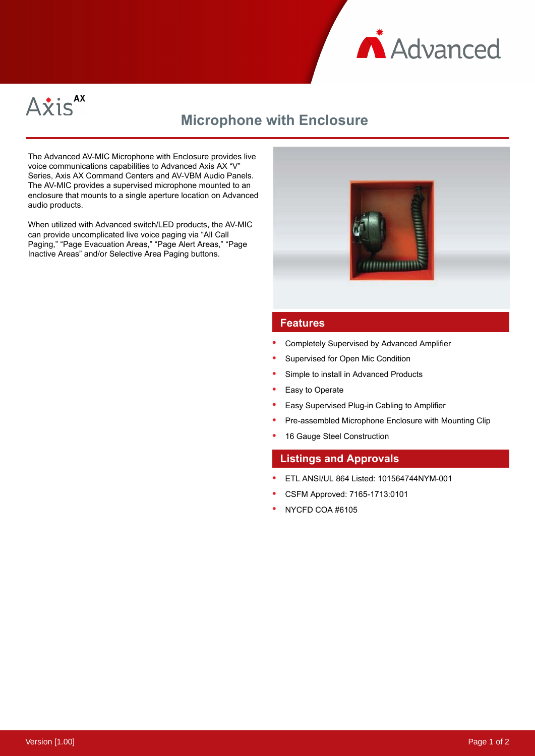# Microphone with Enclosure

The Advanced AV-MIC Microphone with Enclosure provides live voice communications capabilities to Advanced Axis AX "V" Series, Axis AX Command Centers and AV-VBM Audio Panels. The AV-MIC provides a supervised microphone mounted to an enclosure that mounts to a single aperture location on Advanced audio products.

When utilized with Advanced switch/LED products, the AV-MIC can provide uncomplicated live voice paging via "All Call Paging," "Page Evacuation Areas," "Page Alert Areas," "Page Inactive Areas" and/or Selective Area Paging buttons.

## Features

- Completely Supervised by Advanced Amplifier
- Supervised for Open Mic Condition
- Simple to install in Advanced Products
- Easy to Operate
- Easy Supervised Plug-in Cabling to Amplifier
- Pre-assembled Microphone Enclosure with Mounting Clip
- 16 Gauge Steel Construction

## Listings and Approvals

- ETL ANSI/UL 864 Listed: 101564744NYM-001
- CSFM Approved: 7165-1713:0101
- NYCFD COA #6105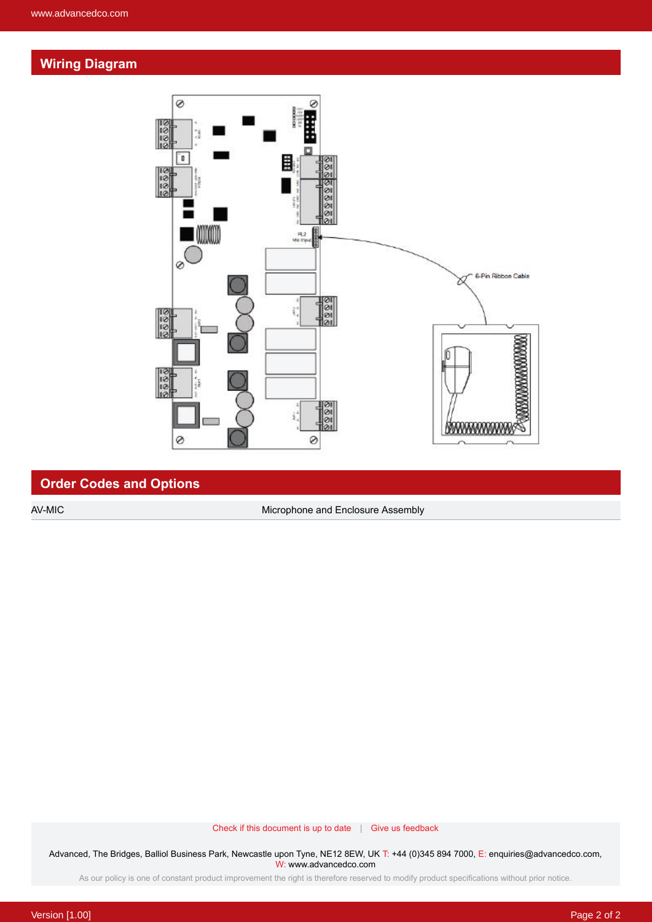## Wiring Diagram

PL2
Mic Input

6-Pin Ribbon Cable

## Order Codes and Options

| | |
|---|---|
| AV-MIC | Microphone and Enclosure Assembly |

Check if this document is up to date | Give us feedback

Advanced, The Bridges, Balliol Business Park, Newcastle upon Tyne, NE12 8EW, UK T: +44 (0)345 894 7000, E: enquiries@advancedco.com, W: www.advancedco.com

As our policy is one of constant product improvement the right is therefore reserved to modify product specifications without prior notice.

Version [1.00]